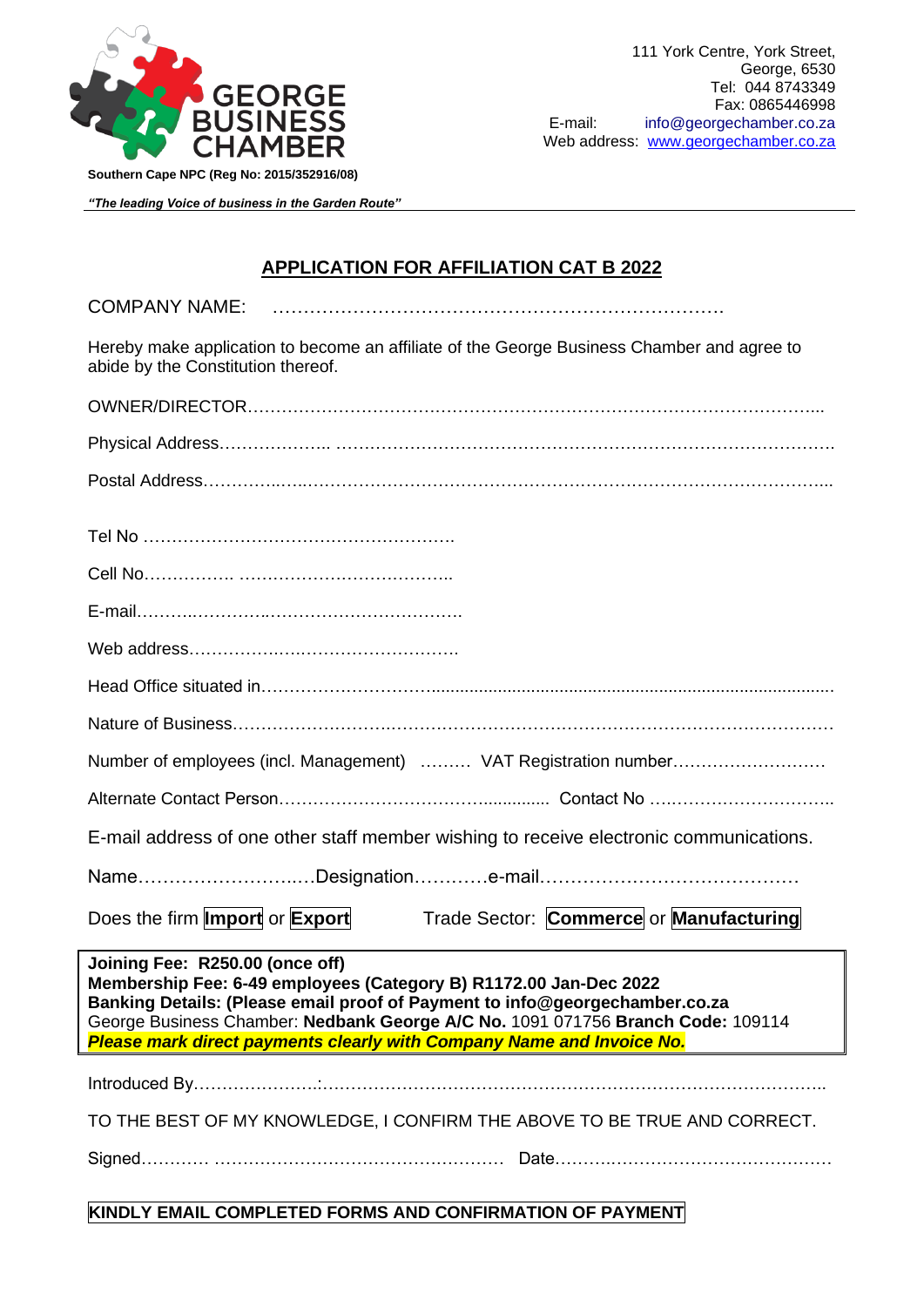GEORGE BUSINESS CHAMBER

**Southern Cape NPC (Reg No: 2015/352916/08)**

***"The leading Voice of business in the Garden Route"***

111 York Centre, York Street,
George, 6530
Tel: 044 8743349
Fax: 0865446998
E-mail: info@georgechamber.co.za
Web address: www.georgechamber.co.za

## APPLICATION FOR AFFILIATION CAT B 2022

COMPANY NAME: ……………………………………………………………….

Hereby make application to become an affiliate of the George Business Chamber and agree to abide by the Constitution thereof.

OWNER/DIRECTOR……………………………………………………………………………………...

Physical Address……………….. ……………………………………………………………………….

Postal Address…………..…..…………………………………………………………………………...

Tel No ……………………………………………….

Cell No……………. ……………………………….

E-mail……….…………..…………………………….

Web address…………….….…………………………….

Head Office situated in….……………….………........................................................................................

Nature of Business……..……………….……….………………………………………………………………

Number of employees (incl. Management) ……… VAT Registration number………………………

Alternate Contact Person…………………………………............. Contact No ….………………………..

E-mail address of one other staff member wishing to receive electronic communications.

Name……………………..…Designation…………e-mail……………………………………

Does the firm **Import** or **Export** Trade Sector: **Commerce** or **Manufacturing**

**Joining Fee: R250.00 (once off)**
**Membership Fee: 6-49 employees (Category B) R1172.00 Jan-Dec 2022**
**Banking Details: (Please email proof of Payment to info@georgechamber.co.za**
George Business Chamber: **Nedbank George A/C No.** 1091 071756 **Branch Code:** 109114
***Please mark direct payments clearly with Company Name and Invoice No.***

Introduced By………………….:……………………………………………………………………………..

TO THE BEST OF MY KNOWLEDGE, I CONFIRM THE ABOVE TO BE TRUE AND CORRECT.

Signed………… …………………………………………… Date……….……………………………….

**KINDLY EMAIL COMPLETED FORMS AND CONFIRMATION OF PAYMENT**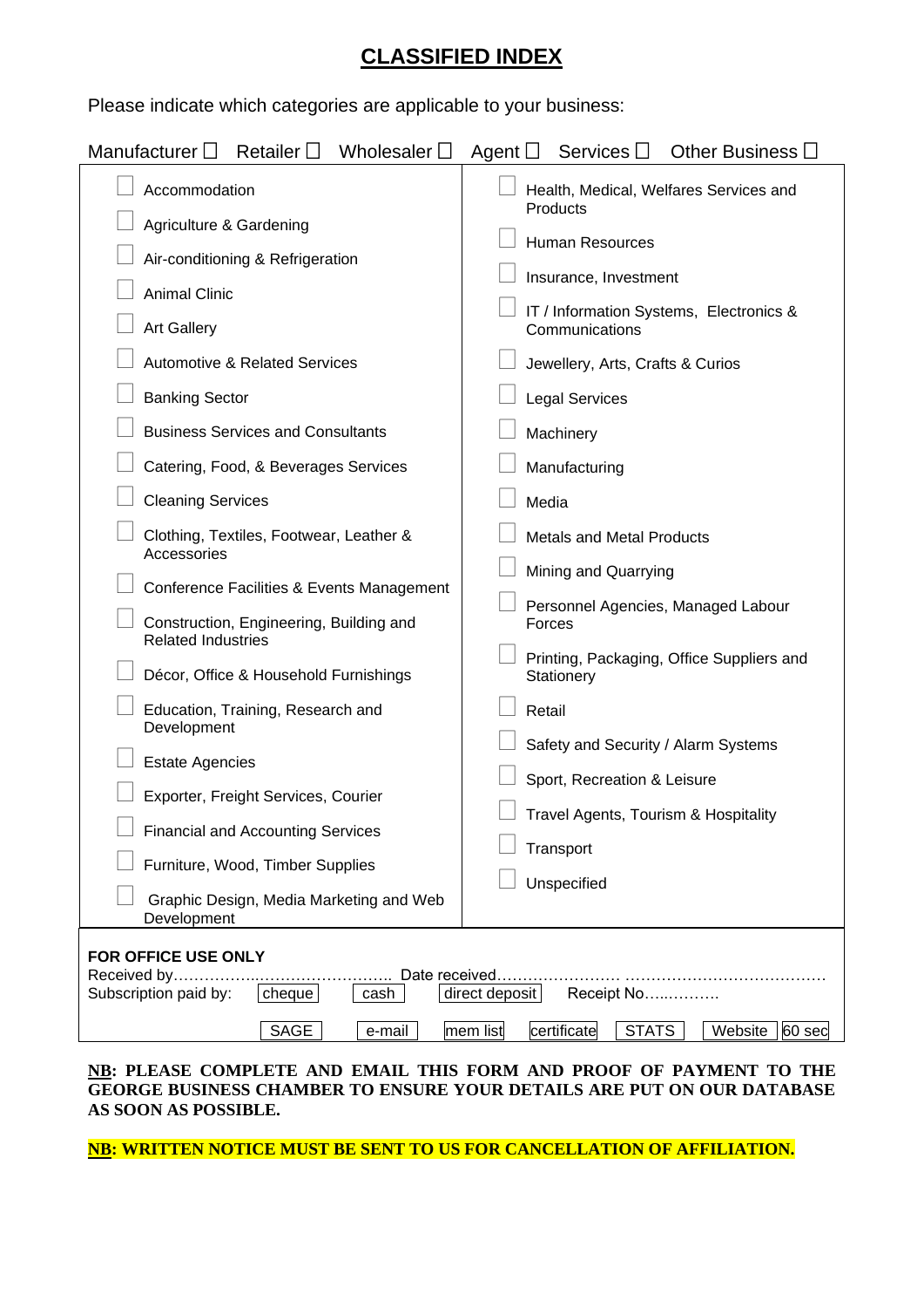## CLASSIFIED INDEX

Please indicate which categories are applicable to your business:

Manufacturer ☐ Retailer ☐ Wholesaler ☐ Agent ☐ Services ☐ Other Business ☐

| | |
|---|---|
| ☐ Accommodation | ☐ Health, Medical, Welfares Services and Products |
| ☐ Agriculture & Gardening | ☐ Human Resources |
| ☐ Air-conditioning & Refrigeration | ☐ Insurance, Investment |
| ☐ Animal Clinic | ☐ IT / Information Systems, Electronics & Communications |
| ☐ Art Gallery | ☐ Jewellery, Arts, Crafts & Curios |
| ☐ Automotive & Related Services | ☐ Legal Services |
| ☐ Banking Sector | ☐ Machinery |
| ☐ Business Services and Consultants | ☐ Manufacturing |
| ☐ Catering, Food, & Beverages Services | ☐ Media |
| ☐ Cleaning Services | ☐ Metals and Metal Products |
| ☐ Clothing, Textiles, Footwear, Leather & Accessories | ☐ Mining and Quarrying |
| ☐ Conference Facilities & Events Management | ☐ Personnel Agencies, Managed Labour Forces |
| ☐ Construction, Engineering, Building and Related Industries | ☐ Printing, Packaging, Office Suppliers and Stationery |
| ☐ Décor, Office & Household Furnishings | ☐ Retail |
| ☐ Education, Training, Research and Development | ☐ Safety and Security / Alarm Systems |
| ☐ Estate Agencies | ☐ Sport, Recreation & Leisure |
| ☐ Exporter, Freight Services, Courier | ☐ Travel Agents, Tourism & Hospitality |
| ☐ Financial and Accounting Services | ☐ Transport |
| ☐ Furniture, Wood, Timber Supplies | ☐ Unspecified |
| ☐ Graphic Design, Media Marketing and Web Development | |

**FOR OFFICE USE ONLY**

Received by……………..…………………….. Date received…………………… …………………………………

Subscription paid by: cheque cash direct deposit Receipt No…..……….

SAGE e-mail mem list certificate STATS Website 60 sec

**NB: PLEASE COMPLETE AND EMAIL THIS FORM AND PROOF OF PAYMENT TO THE GEORGE BUSINESS CHAMBER TO ENSURE YOUR DETAILS ARE PUT ON OUR DATABASE AS SOON AS POSSIBLE.**

**NB: WRITTEN NOTICE MUST BE SENT TO US FOR CANCELLATION OF AFFILIATION.**